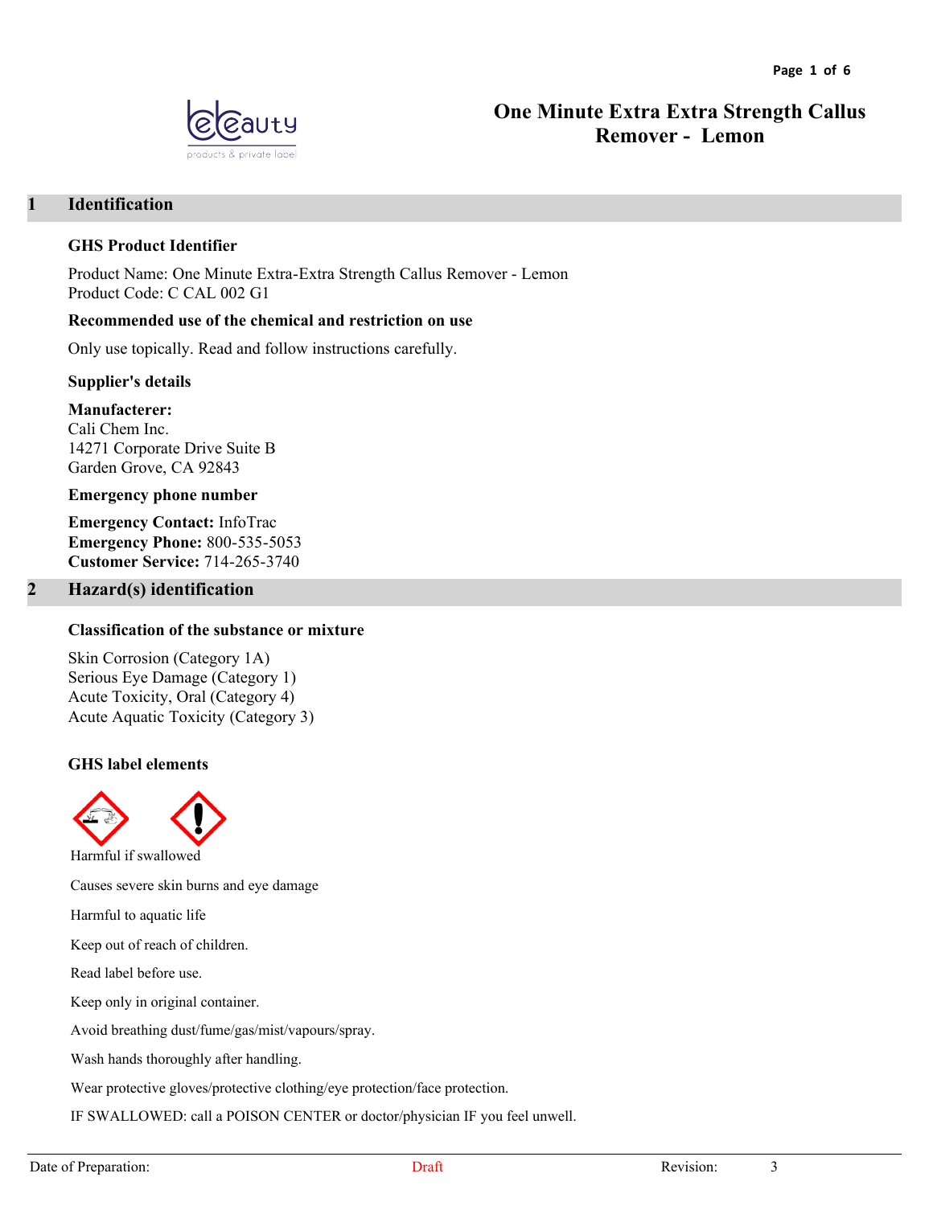# One Minute Extra Extra Strength Callus Remover - Lemon

## 1 Identification

### GHS Product Identifier

Product Name: One Minute Extra-Extra Strength Callus Remover - Lemon
Product Code: C CAL 002 G1

### Recommended use of the chemical and restriction on use

Only use topically. Read and follow instructions carefully.

### Supplier's details

**Manufacterer:**
Cali Chem Inc.
14271 Corporate Drive Suite B
Garden Grove, CA 92843

### Emergency phone number

**Emergency Contact:** InfoTrac
**Emergency Phone:** 800-535-5053
**Customer Service:** 714-265-3740

## 2 Hazard(s) identification

### Classification of the substance or mixture

Skin Corrosion (Category 1A)
Serious Eye Damage (Category 1)
Acute Toxicity, Oral (Category 4)
Acute Aquatic Toxicity (Category 3)

### GHS label elements

Harmful if swallowed

Causes severe skin burns and eye damage

Harmful to aquatic life

Keep out of reach of children.

Read label before use.

Keep only in original container.

Avoid breathing dust/fume/gas/mist/vapours/spray.

Wash hands thoroughly after handling.

Wear protective gloves/protective clothing/eye protection/face protection.

IF SWALLOWED: call a POISON CENTER or doctor/physician IF you feel unwell.

Date of Preparation: Draft Revision: 3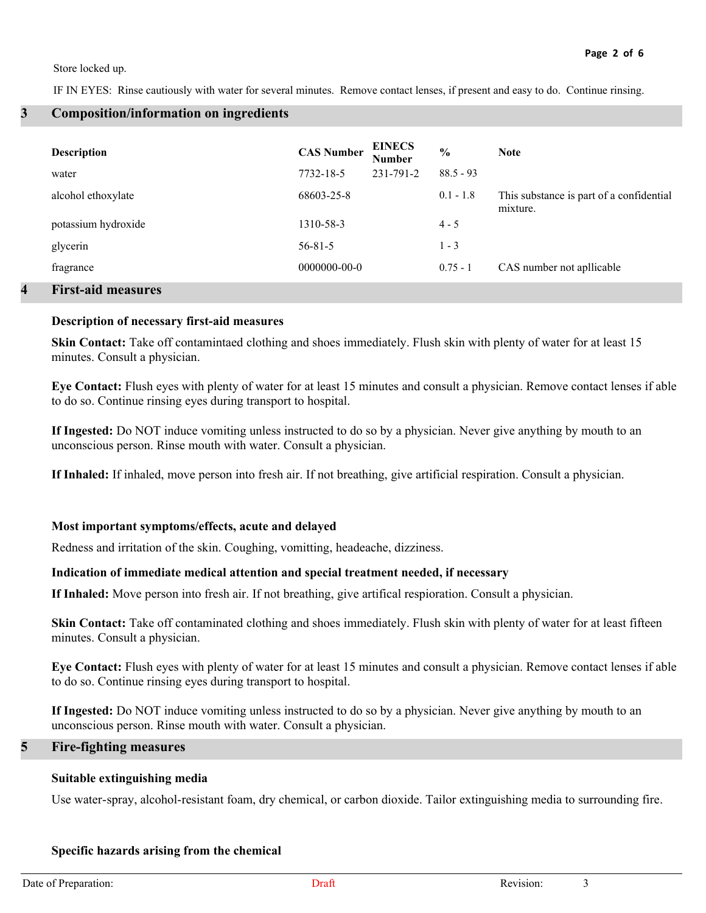Store locked up.

IF IN EYES: Rinse cautiously with water for several minutes. Remove contact lenses, if present and easy to do. Continue rinsing.

## 3 Composition/information on ingredients

| Description | CAS Number | EINECS Number | % | Note |
|---|---|---|---|---|
| water | 7732-18-5 | 231-791-2 | 88.5 - 93 | |
| alcohol ethoxylate | 68603-25-8 | | 0.1 - 1.8 | This substance is part of a confidential mixture. |
| potassium hydroxide | 1310-58-3 | | 4 - 5 | |
| glycerin | 56-81-5 | | 1 - 3 | |
| fragrance | 0000000-00-0 | | 0.75 - 1 | CAS number not apllicable |

## 4 First-aid measures

### Description of necessary first-aid measures

**Skin Contact:** Take off contamintaed clothing and shoes immediately. Flush skin with plenty of water for at least 15 minutes. Consult a physician.

**Eye Contact:** Flush eyes with plenty of water for at least 15 minutes and consult a physician. Remove contact lenses if able to do so. Continue rinsing eyes during transport to hospital.

**If Ingested:** Do NOT induce vomiting unless instructed to do so by a physician. Never give anything by mouth to an unconscious person. Rinse mouth with water. Consult a physician.

**If Inhaled:** If inhaled, move person into fresh air. If not breathing, give artificial respiration. Consult a physician.

### Most important symptoms/effects, acute and delayed

Redness and irritation of the skin. Coughing, vomitting, headeache, dizziness.

### Indication of immediate medical attention and special treatment needed, if necessary

**If Inhaled:** Move person into fresh air. If not breathing, give artifical respioration. Consult a physician.

**Skin Contact:** Take off contaminated clothing and shoes immediately. Flush skin with plenty of water for at least fifteen minutes. Consult a physician.

**Eye Contact:** Flush eyes with plenty of water for at least 15 minutes and consult a physician. Remove contact lenses if able to do so. Continue rinsing eyes during transport to hospital.

**If Ingested:** Do NOT induce vomiting unless instructed to do so by a physician. Never give anything by mouth to an unconscious person. Rinse mouth with water. Consult a physician.

## 5 Fire-fighting measures

### Suitable extinguishing media

Use water-spray, alcohol-resistant foam, dry chemical, or carbon dioxide. Tailor extinguishing media to surrounding fire.

### Specific hazards arising from the chemical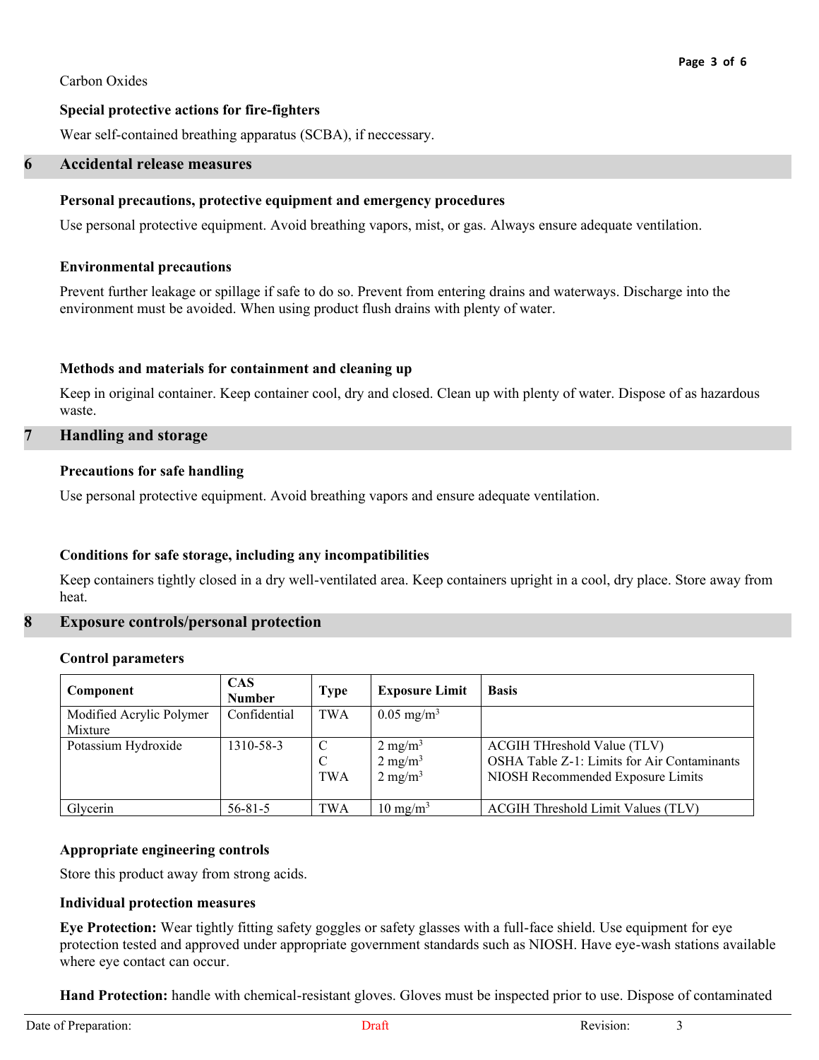Carbon Oxides

**Special protective actions for fire-fighters**

Wear self-contained breathing apparatus (SCBA), if neccessary.

## 6 Accidental release measures

**Personal precautions, protective equipment and emergency procedures**

Use personal protective equipment. Avoid breathing vapors, mist, or gas. Always ensure adequate ventilation.

**Environmental precautions**

Prevent further leakage or spillage if safe to do so. Prevent from entering drains and waterways. Discharge into the environment must be avoided. When using product flush drains with plenty of water.

**Methods and materials for containment and cleaning up**

Keep in original container. Keep container cool, dry and closed. Clean up with plenty of water. Dispose of as hazardous waste.

## 7 Handling and storage

**Precautions for safe handling**

Use personal protective equipment. Avoid breathing vapors and ensure adequate ventilation.

**Conditions for safe storage, including any incompatibilities**

Keep containers tightly closed in a dry well-ventilated area. Keep containers upright in a cool, dry place. Store away from heat.

## 8 Exposure controls/personal protection

**Control parameters**

| Component | CAS Number | Type | Exposure Limit | Basis |
|---|---|---|---|---|
| Modified Acrylic Polymer Mixture | Confidential | TWA | 0.05 mg/m$^3$ | |
| Potassium Hydroxide | 1310-58-3 | C<br>C<br>TWA | 2 mg/m$^3$<br>2 mg/m$^3$<br>2 mg/m$^3$ | ACGIH THreshold Value (TLV)<br>OSHA Table Z-1: Limits for Air Contaminants<br>NIOSH Recommended Exposure Limits |
| Glycerin | 56-81-5 | TWA | 10 mg/m$^3$ | ACGIH Threshold Limit Values (TLV) |

**Appropriate engineering controls**

Store this product away from strong acids.

**Individual protection measures**

**Eye Protection:** Wear tightly fitting safety goggles or safety glasses with a full-face shield. Use equipment for eye protection tested and approved under appropriate government standards such as NIOSH. Have eye-wash stations available where eye contact can occur.

**Hand Protection:** handle with chemical-resistant gloves. Gloves must be inspected prior to use. Dispose of contaminated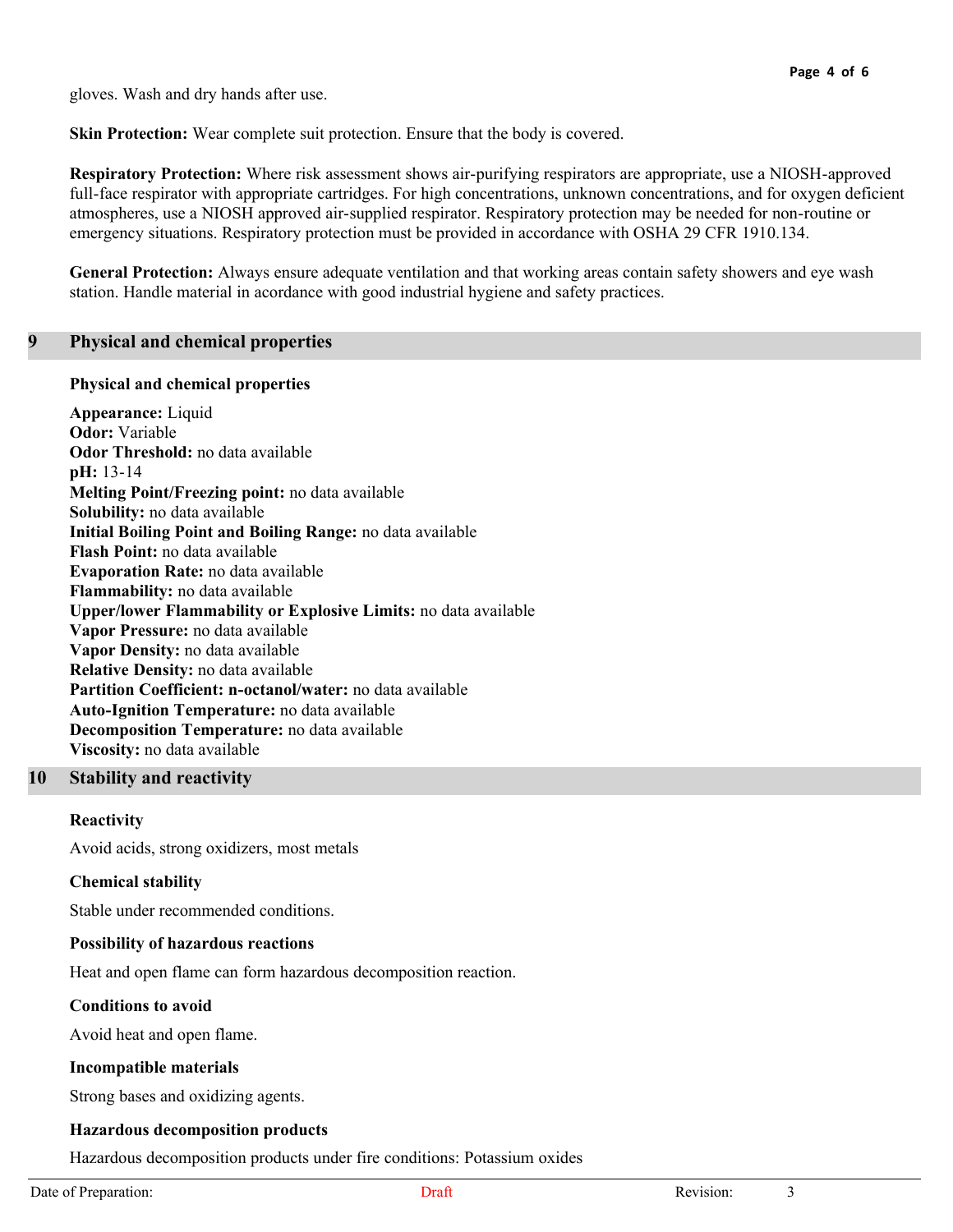gloves. Wash and dry hands after use.

**Skin Protection:** Wear complete suit protection. Ensure that the body is covered.

**Respiratory Protection:** Where risk assessment shows air-purifying respirators are appropriate, use a NIOSH-approved full-face respirator with appropriate cartridges. For high concentrations, unknown concentrations, and for oxygen deficient atmospheres, use a NIOSH approved air-supplied respirator. Respiratory protection may be needed for non-routine or emergency situations. Respiratory protection must be provided in accordance with OSHA 29 CFR 1910.134.

**General Protection:** Always ensure adequate ventilation and that working areas contain safety showers and eye wash station. Handle material in acordance with good industrial hygiene and safety practices.

## 9 Physical and chemical properties

### Physical and chemical properties

**Appearance:** Liquid
**Odor:** Variable
**Odor Threshold:** no data available
**pH:** 13-14
**Melting Point/Freezing point:** no data available
**Solubility:** no data available
**Initial Boiling Point and Boiling Range:** no data available
**Flash Point:** no data available
**Evaporation Rate:** no data available
**Flammability:** no data available
**Upper/lower Flammability or Explosive Limits:** no data available
**Vapor Pressure:** no data available
**Vapor Density:** no data available
**Relative Density:** no data available
**Partition Coefficient: n-octanol/water:** no data available
**Auto-Ignition Temperature:** no data available
**Decomposition Temperature:** no data available
**Viscosity:** no data available

## 10 Stability and reactivity

### Reactivity

Avoid acids, strong oxidizers, most metals

### Chemical stability

Stable under recommended conditions.

### Possibility of hazardous reactions

Heat and open flame can form hazardous decomposition reaction.

### Conditions to avoid

Avoid heat and open flame.

### Incompatible materials

Strong bases and oxidizing agents.

### Hazardous decomposition products

Hazardous decomposition products under fire conditions: Potassium oxides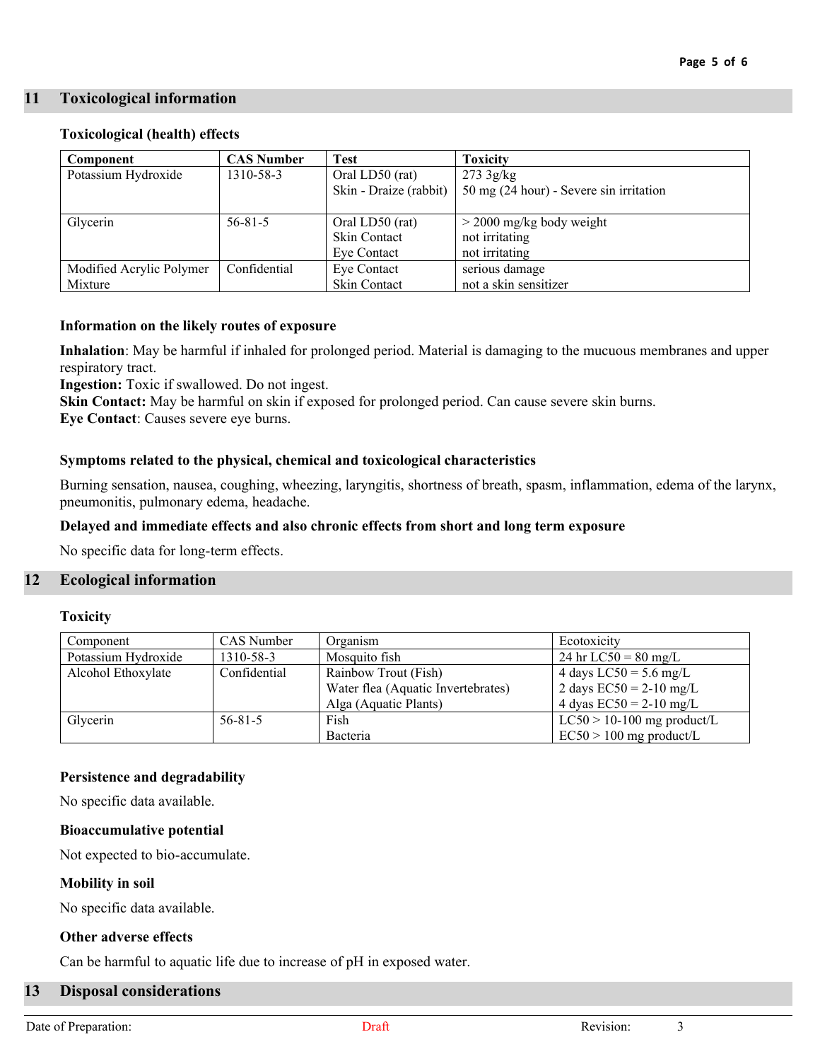## 11 Toxicological information

### Toxicological (health) effects

| Component | CAS Number | Test | Toxicity |
|---|---|---|---|
| Potassium Hydroxide | 1310-58-3 | Oral LD50 (rat)<br>Skin - Draize (rabbit) | 273 3g/kg<br>50 mg (24 hour) - Severe sin irritation |
| Glycerin | 56-81-5 | Oral LD50 (rat)<br>Skin Contact<br>Eye Contact | > 2000 mg/kg body weight<br>not irritating<br>not irritating |
| Modified Acrylic Polymer Mixture | Confidential | Eye Contact<br>Skin Contact | serious damage<br>not a skin sensitizer |

### Information on the likely routes of exposure

**Inhalation**: May be harmful if inhaled for prolonged period. Material is damaging to the mucuous membranes and upper respiratory tract.
**Ingestion:** Toxic if swallowed. Do not ingest.
**Skin Contact:** May be harmful on skin if exposed for prolonged period. Can cause severe skin burns.
**Eye Contact**: Causes severe eye burns.

### Symptoms related to the physical, chemical and toxicological characteristics

Burning sensation, nausea, coughing, wheezing, laryngitis, shortness of breath, spasm, inflammation, edema of the larynx, pneumonitis, pulmonary edema, headache.

### Delayed and immediate effects and also chronic effects from short and long term exposure

No specific data for long-term effects.

## 12 Ecological information

### Toxicity

| Component | CAS Number | Organism | Ecotoxicity |
|---|---|---|---|
| Potassium Hydroxide | 1310-58-3 | Mosquito fish | 24 hr LC50 = 80 mg/L |
| Alcohol Ethoxylate | Confidential | Rainbow Trout (Fish)<br>Water flea (Aquatic Invertebrates)<br>Alga (Aquatic Plants) | 4 days LC50 = 5.6 mg/L<br>2 days EC50 = 2-10 mg/L<br>4 dyas EC50 = 2-10 mg/L |
| Glycerin | 56-81-5 | Fish<br>Bacteria | LC50 > 10-100 mg product/L<br>EC50 > 100 mg product/L |

### Persistence and degradability

No specific data available.

### Bioaccumulative potential

Not expected to bio-accumulate.

### Mobility in soil

No specific data available.

### Other adverse effects

Can be harmful to aquatic life due to increase of pH in exposed water.

## 13 Disposal considerations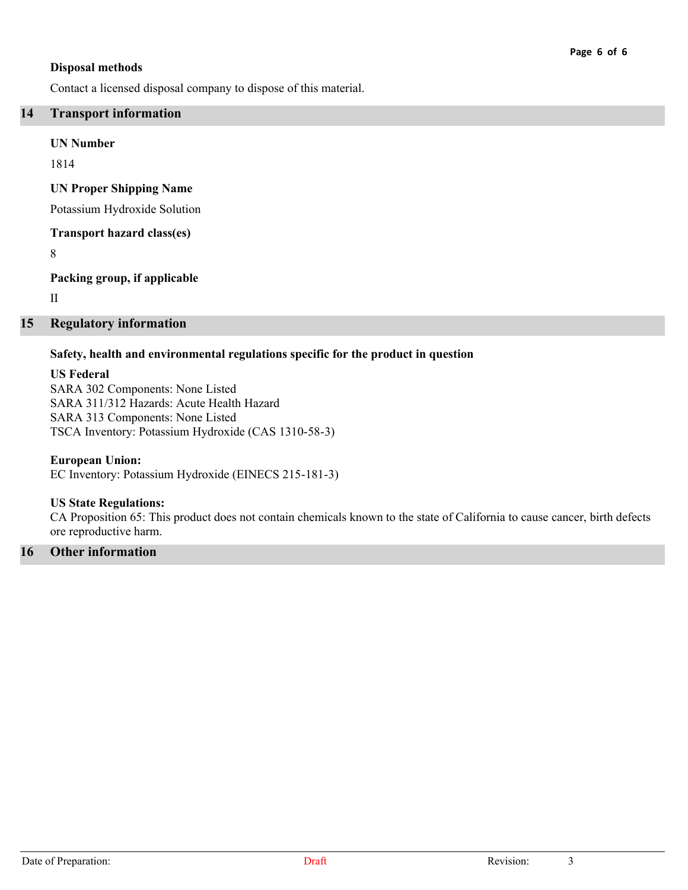### Disposal methods

Contact a licensed disposal company to dispose of this material.

## 14 Transport information

### UN Number

1814

### UN Proper Shipping Name

Potassium Hydroxide Solution

### Transport hazard class(es)

8

### Packing group, if applicable

II

## 15 Regulatory information

### Safety, health and environmental regulations specific for the product in question

**US Federal**
SARA 302 Components: None Listed
SARA 311/312 Hazards: Acute Health Hazard
SARA 313 Components: None Listed
TSCA Inventory: Potassium Hydroxide (CAS 1310-58-3)

**European Union:**
EC Inventory: Potassium Hydroxide (EINECS 215-181-3)

**US State Regulations:**
CA Proposition 65: This product does not contain chemicals known to the state of California to cause cancer, birth defects ore reproductive harm.

## 16 Other information

Date of Preparation: Draft Revision: 3